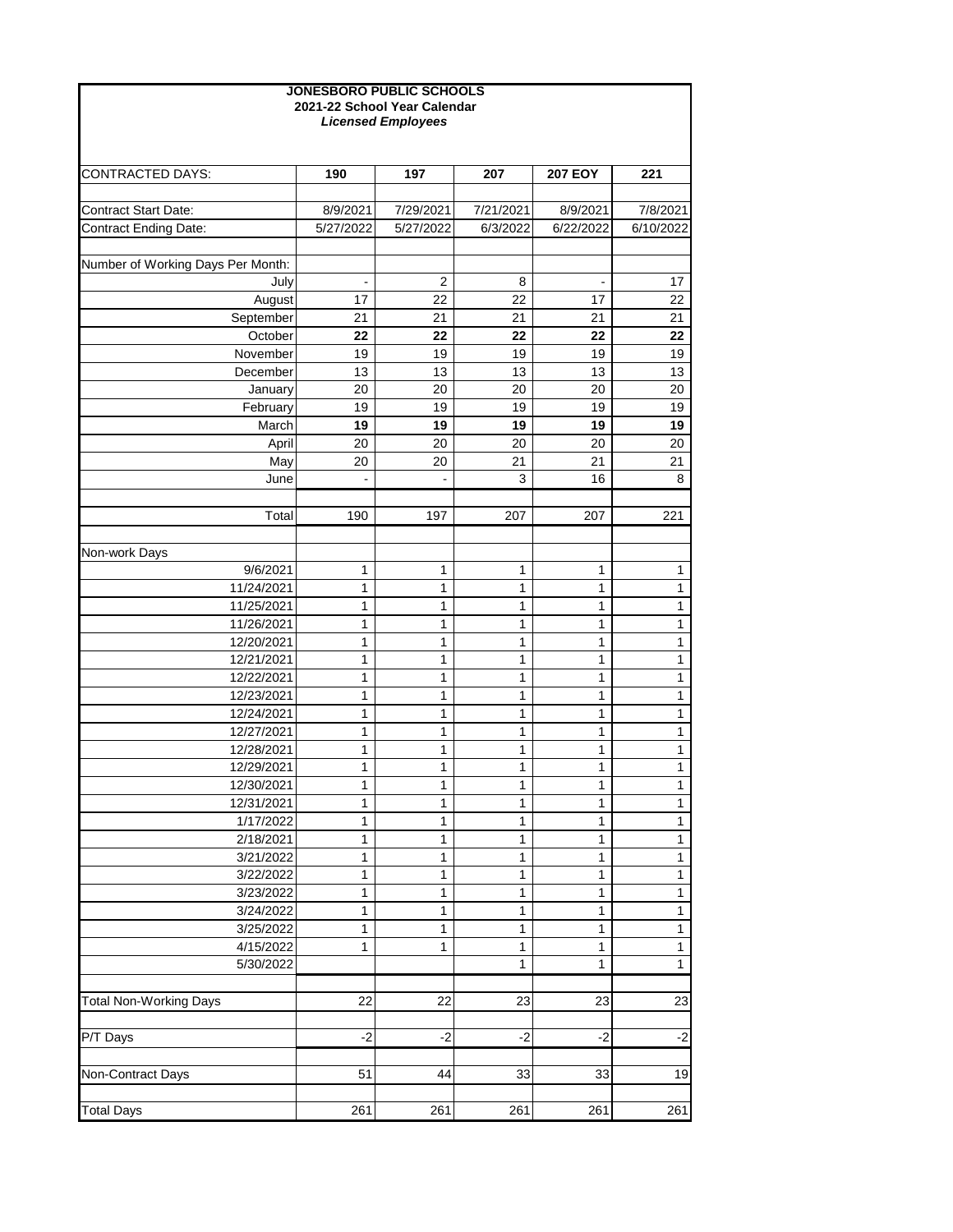**JONESBORO PUBLIC SCHOOLS**
**2021-22 School Year Calendar**
***Licensed Employees***

| CONTRACTED DAYS: | **190** | **197** | **207** | **207 EOY** | **221** |
|---|---|---|---|---|---|
| Contract Start Date: | 8/9/2021 | 7/29/2021 | 7/21/2021 | 8/9/2021 | 7/8/2021 |
| Contract Ending Date: | 5/27/2022 | 5/27/2022 | 6/3/2022 | 6/22/2022 | 6/10/2022 |
| Number of Working Days Per Month: | | | | | |
| July | - | 2 | 8 | - | 17 |
| August | 17 | 22 | 22 | 17 | 22 |
| September | 21 | 21 | 21 | 21 | 21 |
| October | **22** | **22** | **22** | **22** | **22** |
| November | 19 | 19 | 19 | 19 | 19 |
| December | 13 | 13 | 13 | 13 | 13 |
| January | 20 | 20 | 20 | 20 | 20 |
| February | 19 | 19 | 19 | 19 | 19 |
| March | **19** | **19** | **19** | **19** | **19** |
| April | 20 | 20 | 20 | 20 | 20 |
| May | 20 | 20 | 21 | 21 | 21 |
| June | - | - | 3 | 16 | 8 |
| Total | 190 | 197 | 207 | 207 | 221 |
| Non-work Days | | | | | |
| 9/6/2021 | 1 | 1 | 1 | 1 | 1 |
| 11/24/2021 | 1 | 1 | 1 | 1 | 1 |
| 11/25/2021 | 1 | 1 | 1 | 1 | 1 |
| 11/26/2021 | 1 | 1 | 1 | 1 | 1 |
| 12/20/2021 | 1 | 1 | 1 | 1 | 1 |
| 12/21/2021 | 1 | 1 | 1 | 1 | 1 |
| 12/22/2021 | 1 | 1 | 1 | 1 | 1 |
| 12/23/2021 | 1 | 1 | 1 | 1 | 1 |
| 12/24/2021 | 1 | 1 | 1 | 1 | 1 |
| 12/27/2021 | 1 | 1 | 1 | 1 | 1 |
| 12/28/2021 | 1 | 1 | 1 | 1 | 1 |
| 12/29/2021 | 1 | 1 | 1 | 1 | 1 |
| 12/30/2021 | 1 | 1 | 1 | 1 | 1 |
| 12/31/2021 | 1 | 1 | 1 | 1 | 1 |
| 1/17/2022 | 1 | 1 | 1 | 1 | 1 |
| 2/18/2021 | 1 | 1 | 1 | 1 | 1 |
| 3/21/2022 | 1 | 1 | 1 | 1 | 1 |
| 3/22/2022 | 1 | 1 | 1 | 1 | 1 |
| 3/23/2022 | 1 | 1 | 1 | 1 | 1 |
| 3/24/2022 | 1 | 1 | 1 | 1 | 1 |
| 3/25/2022 | 1 | 1 | 1 | 1 | 1 |
| 4/15/2022 | 1 | 1 | 1 | 1 | 1 |
| 5/30/2022 | | | 1 | 1 | 1 |
| Total Non-Working Days | 22 | 22 | 23 | 23 | 23 |
| P/T Days | -2 | -2 | -2 | -2 | -2 |
| Non-Contract Days | 51 | 44 | 33 | 33 | 19 |
| Total Days | 261 | 261 | 261 | 261 | 261 |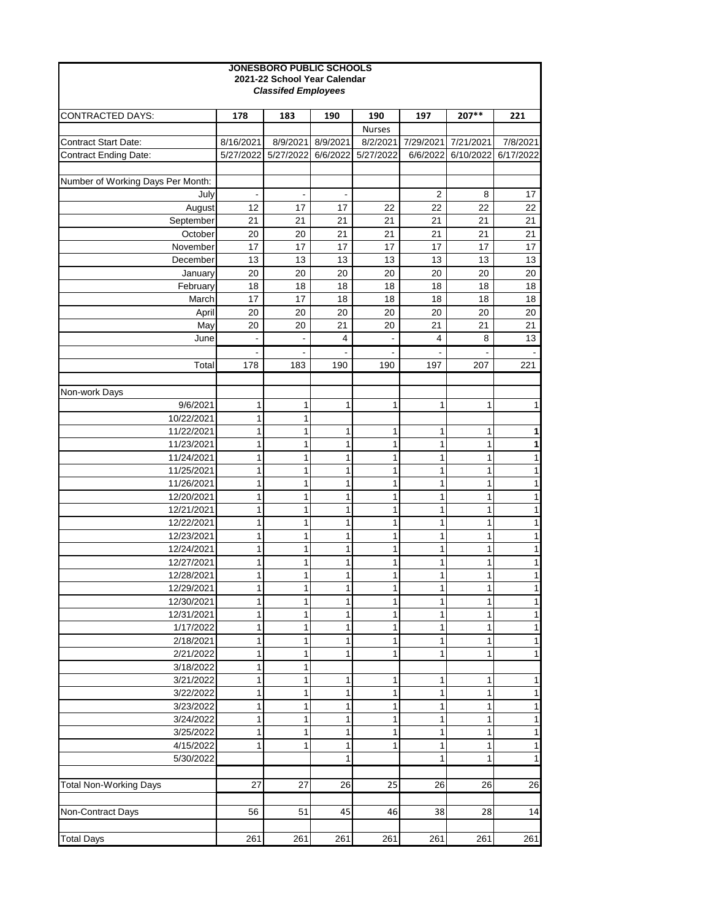**JONESBORO PUBLIC SCHOOLS**
**2021-22 School Year Calendar**
***Classifed Employees***

| CONTRACTED DAYS: | 178 | 183 | 190 | 190 | 197 | 207** | 221 |
|---|---|---|---|---|---|---|---|
| | | | | Nurses | | | |
| Contract Start Date: | 8/16/2021 | 8/9/2021 | 8/9/2021 | 8/2/2021 | 7/29/2021 | 7/21/2021 | 7/8/2021 |
| Contract Ending Date: | 5/27/2022 | 5/27/2022 | 6/6/2022 | 5/27/2022 | 6/6/2022 | 6/10/2022 | 6/17/2022 |
| | | | | | | | |
| Number of Working Days Per Month: | | | | | | | |
| July | - | - | - | | 2 | 8 | 17 |
| August | 12 | 17 | 17 | 22 | 22 | 22 | 22 |
| September | 21 | 21 | 21 | 21 | 21 | 21 | 21 |
| October | 20 | 20 | 21 | 21 | 21 | 21 | 21 |
| November | 17 | 17 | 17 | 17 | 17 | 17 | 17 |
| December | 13 | 13 | 13 | 13 | 13 | 13 | 13 |
| January | 20 | 20 | 20 | 20 | 20 | 20 | 20 |
| February | 18 | 18 | 18 | 18 | 18 | 18 | 18 |
| March | 17 | 17 | 18 | 18 | 18 | 18 | 18 |
| April | 20 | 20 | 20 | 20 | 20 | 20 | 20 |
| May | 20 | 20 | 21 | 20 | 21 | 21 | 21 |
| June | - | - | 4 | - | 4 | 8 | 13 |
| | - | - | - | - | - | - | - |
| Total | 178 | 183 | 190 | 190 | 197 | 207 | 221 |
| | | | | | | | |
| Non-work Days | | | | | | | |
| 9/6/2021 | 1 | 1 | 1 | 1 | 1 | 1 | 1 |
| 10/22/2021 | 1 | 1 | | | | | |
| 11/22/2021 | 1 | 1 | 1 | 1 | 1 | 1 | **1** |
| 11/23/2021 | 1 | 1 | 1 | 1 | 1 | 1 | **1** |
| 11/24/2021 | 1 | 1 | 1 | 1 | 1 | 1 | 1 |
| 11/25/2021 | 1 | 1 | 1 | 1 | 1 | 1 | 1 |
| 11/26/2021 | 1 | 1 | 1 | 1 | 1 | 1 | 1 |
| 12/20/2021 | 1 | 1 | 1 | 1 | 1 | 1 | 1 |
| 12/21/2021 | 1 | 1 | 1 | 1 | 1 | 1 | 1 |
| 12/22/2021 | 1 | 1 | 1 | 1 | 1 | 1 | 1 |
| 12/23/2021 | 1 | 1 | 1 | 1 | 1 | 1 | 1 |
| 12/24/2021 | 1 | 1 | 1 | 1 | 1 | 1 | 1 |
| 12/27/2021 | 1 | 1 | 1 | 1 | 1 | 1 | 1 |
| 12/28/2021 | 1 | 1 | 1 | 1 | 1 | 1 | 1 |
| 12/29/2021 | 1 | 1 | 1 | 1 | 1 | 1 | 1 |
| 12/30/2021 | 1 | 1 | 1 | 1 | 1 | 1 | 1 |
| 12/31/2021 | 1 | 1 | 1 | 1 | 1 | 1 | 1 |
| 1/17/2022 | 1 | 1 | 1 | 1 | 1 | 1 | 1 |
| 2/18/2021 | 1 | 1 | 1 | 1 | 1 | 1 | 1 |
| 2/21/2022 | 1 | 1 | 1 | 1 | 1 | 1 | 1 |
| 3/18/2022 | 1 | 1 | | | | | |
| 3/21/2022 | 1 | 1 | 1 | 1 | 1 | 1 | 1 |
| 3/22/2022 | 1 | 1 | 1 | 1 | 1 | 1 | 1 |
| 3/23/2022 | 1 | 1 | 1 | 1 | 1 | 1 | 1 |
| 3/24/2022 | 1 | 1 | 1 | 1 | 1 | 1 | 1 |
| 3/25/2022 | 1 | 1 | 1 | 1 | 1 | 1 | 1 |
| 4/15/2022 | 1 | 1 | 1 | 1 | 1 | 1 | 1 |
| 5/30/2022 | | | 1 | | 1 | 1 | 1 |
| | | | | | | | |
| Total Non-Working Days | 27 | 27 | 26 | 25 | 26 | 26 | 26 |
| | | | | | | | |
| Non-Contract Days | 56 | 51 | 45 | 46 | 38 | 28 | 14 |
| | | | | | | | |
| Total Days | 261 | 261 | 261 | 261 | 261 | 261 | 261 |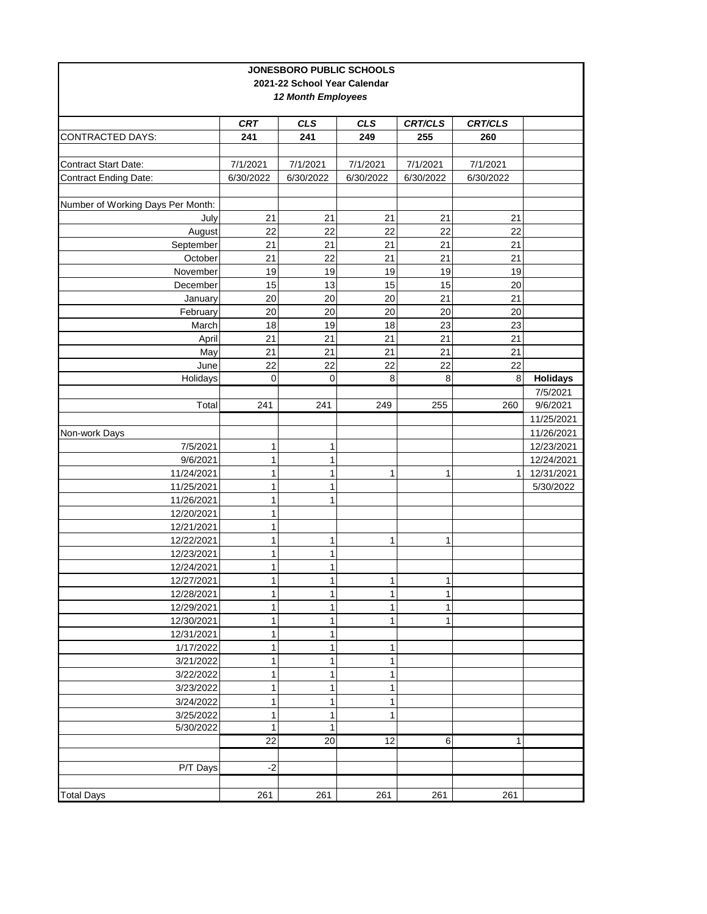# JONESBORO PUBLIC SCHOOLS

## 2021-22 School Year Calendar

### *12 Month Employees*

| | *CRT* | *CLS* | *CLS* | *CRT/CLS* | *CRT/CLS* | |
|---|---|---|---|---|---|---|
| CONTRACTED DAYS: | **241** | **241** | **249** | **255** | **260** | |
| | | | | | | |
| Contract Start Date: | 7/1/2021 | 7/1/2021 | 7/1/2021 | 7/1/2021 | 7/1/2021 | |
| Contract Ending Date: | 6/30/2022 | 6/30/2022 | 6/30/2022 | 6/30/2022 | 6/30/2022 | |
| | | | | | | |
| Number of Working Days Per Month: | | | | | | |
| July | 21 | 21 | 21 | 21 | 21 | |
| August | 22 | 22 | 22 | 22 | 22 | |
| September | 21 | 21 | 21 | 21 | 21 | |
| October | 21 | 22 | 21 | 21 | 21 | |
| November | 19 | 19 | 19 | 19 | 19 | |
| December | 15 | 13 | 15 | 15 | 20 | |
| January | 20 | 20 | 20 | 21 | 21 | |
| February | 20 | 20 | 20 | 20 | 20 | |
| March | 18 | 19 | 18 | 23 | 23 | |
| April | 21 | 21 | 21 | 21 | 21 | |
| May | 21 | 21 | 21 | 21 | 21 | |
| June | 22 | 22 | 22 | 22 | 22 | |
| Holidays | 0 | 0 | 8 | 8 | 8 | **Holidays** |
| | | | | | | 7/5/2021 |
| Total | 241 | 241 | 249 | 255 | 260 | 9/6/2021 |
| | | | | | | 11/25/2021 |
| Non-work Days | | | | | | 11/26/2021 |
| 7/5/2021 | 1 | 1 | | | | 12/23/2021 |
| 9/6/2021 | 1 | 1 | | | | 12/24/2021 |
| 11/24/2021 | 1 | 1 | 1 | 1 | 1 | 12/31/2021 |
| 11/25/2021 | 1 | 1 | | | | 5/30/2022 |
| 11/26/2021 | 1 | 1 | | | | |
| 12/20/2021 | 1 | | | | | |
| 12/21/2021 | 1 | | | | | |
| 12/22/2021 | 1 | 1 | 1 | 1 | | |
| 12/23/2021 | 1 | 1 | | | | |
| 12/24/2021 | 1 | 1 | | | | |
| 12/27/2021 | 1 | 1 | 1 | 1 | | |
| 12/28/2021 | 1 | 1 | 1 | 1 | | |
| 12/29/2021 | 1 | 1 | 1 | 1 | | |
| 12/30/2021 | 1 | 1 | 1 | 1 | | |
| 12/31/2021 | 1 | 1 | | | | |
| 1/17/2022 | 1 | 1 | 1 | | | |
| 3/21/2022 | 1 | 1 | 1 | | | |
| 3/22/2022 | 1 | 1 | 1 | | | |
| 3/23/2022 | 1 | 1 | 1 | | | |
| 3/24/2022 | 1 | 1 | 1 | | | |
| 3/25/2022 | 1 | 1 | 1 | | | |
| 5/30/2022 | 1 | 1 | | | | |
| | 22 | 20 | 12 | 6 | 1 | |
| | | | | | | |
| P/T Days | -2 | | | | | |
| | | | | | | |
| Total Days | 261 | 261 | 261 | 261 | 261 | |